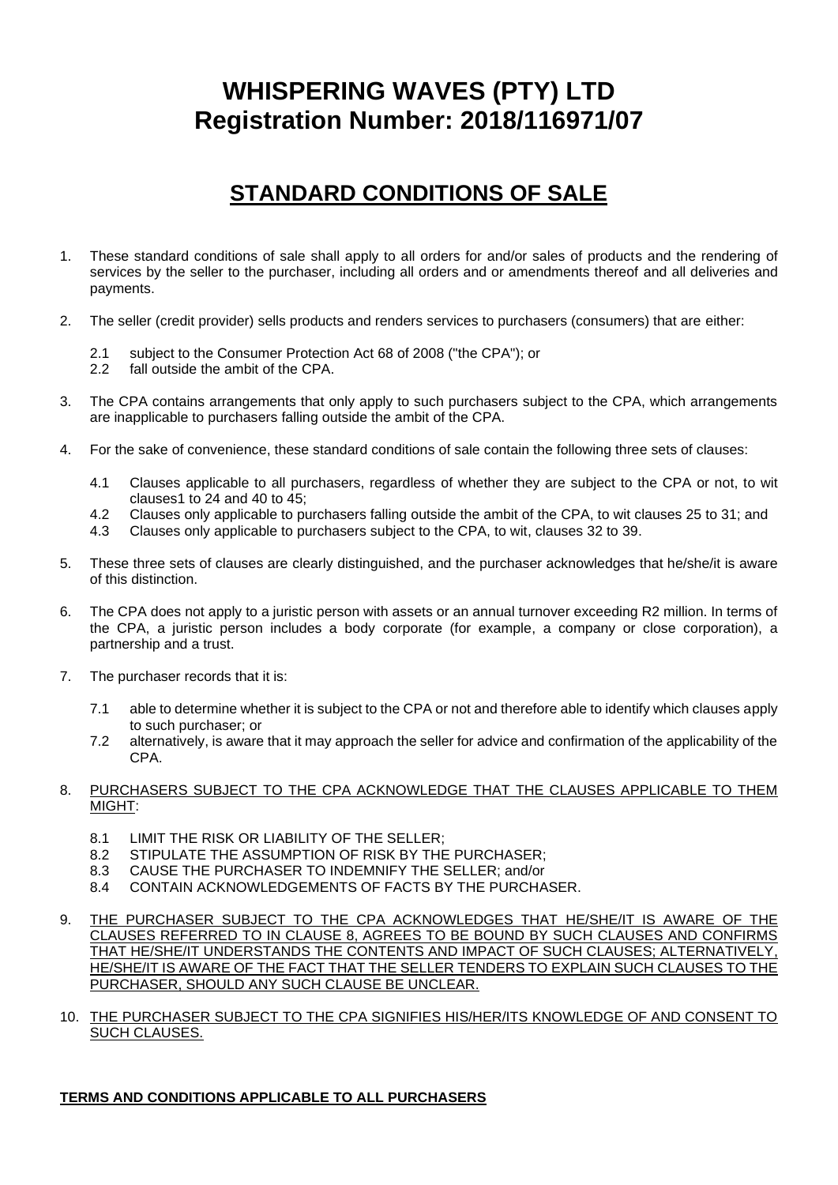# WHISPERING WAVES (PTY) LTD
# Registration Number: 2018/116971/07

## <u>STANDARD CONDITIONS OF SALE</u>

1. These standard conditions of sale shall apply to all orders for and/or sales of products and the rendering of services by the seller to the purchaser, including all orders and or amendments thereof and all deliveries and payments.

2. The seller (credit provider) sells products and renders services to purchasers (consumers) that are either:

    2.1 subject to the Consumer Protection Act 68 of 2008 ("the CPA"); or
    2.2 fall outside the ambit of the CPA.

3. The CPA contains arrangements that only apply to such purchasers subject to the CPA, which arrangements are inapplicable to purchasers falling outside the ambit of the CPA.

4. For the sake of convenience, these standard conditions of sale contain the following three sets of clauses:

    4.1 Clauses applicable to all purchasers, regardless of whether they are subject to the CPA or not, to wit clauses1 to 24 and 40 to 45;
    4.2 Clauses only applicable to purchasers falling outside the ambit of the CPA, to wit clauses 25 to 31; and
    4.3 Clauses only applicable to purchasers subject to the CPA, to wit, clauses 32 to 39.

5. These three sets of clauses are clearly distinguished, and the purchaser acknowledges that he/she/it is aware of this distinction.

6. The CPA does not apply to a juristic person with assets or an annual turnover exceeding R2 million. In terms of the CPA, a juristic person includes a body corporate (for example, a company or close corporation), a partnership and a trust.

7. The purchaser records that it is:

    7.1 able to determine whether it is subject to the CPA or not and therefore able to identify which clauses apply to such purchaser; or
    7.2 alternatively, is aware that it may approach the seller for advice and confirmation of the applicability of the CPA.

8. <u>PURCHASERS SUBJECT TO THE CPA ACKNOWLEDGE THAT THE CLAUSES APPLICABLE TO THEM MIGHT</u>:

    8.1 LIMIT THE RISK OR LIABILITY OF THE SELLER;
    8.2 STIPULATE THE ASSUMPTION OF RISK BY THE PURCHASER;
    8.3 CAUSE THE PURCHASER TO INDEMNIFY THE SELLER; and/or
    8.4 CONTAIN ACKNOWLEDGEMENTS OF FACTS BY THE PURCHASER.

9. <u>THE PURCHASER SUBJECT TO THE CPA ACKNOWLEDGES THAT HE/SHE/IT IS AWARE OF THE CLAUSES REFERRED TO IN CLAUSE 8, AGREES TO BE BOUND BY SUCH CLAUSES AND CONFIRMS THAT HE/SHE/IT UNDERSTANDS THE CONTENTS AND IMPACT OF SUCH CLAUSES; ALTERNATIVELY, HE/SHE/IT IS AWARE OF THE FACT THAT THE SELLER TENDERS TO EXPLAIN SUCH CLAUSES TO THE PURCHASER, SHOULD ANY SUCH CLAUSE BE UNCLEAR.</u>

10. <u>THE PURCHASER SUBJECT TO THE CPA SIGNIFIES HIS/HER/ITS KNOWLEDGE OF AND CONSENT TO SUCH CLAUSES.</u>

**<u>TERMS AND CONDITIONS APPLICABLE TO ALL PURCHASERS</u>**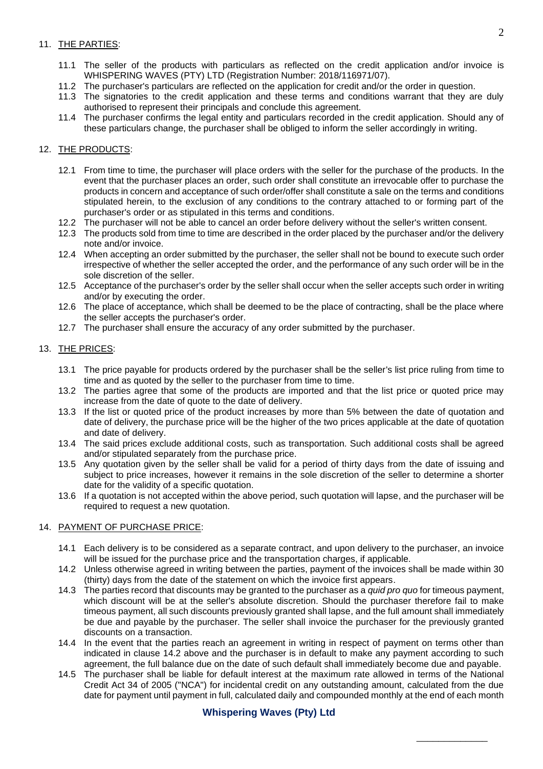11. <u>THE PARTIES</u>:

    11.1 The seller of the products with particulars as reflected on the credit application and/or invoice is WHISPERING WAVES (PTY) LTD (Registration Number: 2018/116971/07).

    11.2 The purchaser's particulars are reflected on the application for credit and/or the order in question.

    11.3 The signatories to the credit application and these terms and conditions warrant that they are duly authorised to represent their principals and conclude this agreement.

    11.4 The purchaser confirms the legal entity and particulars recorded in the credit application. Should any of these particulars change, the purchaser shall be obliged to inform the seller accordingly in writing.

12. <u>THE PRODUCTS</u>:

    12.1 From time to time, the purchaser will place orders with the seller for the purchase of the products. In the event that the purchaser places an order, such order shall constitute an irrevocable offer to purchase the products in concern and acceptance of such order/offer shall constitute a sale on the terms and conditions stipulated herein, to the exclusion of any conditions to the contrary attached to or forming part of the purchaser's order or as stipulated in this terms and conditions.

    12.2 The purchaser will not be able to cancel an order before delivery without the seller's written consent.

    12.3 The products sold from time to time are described in the order placed by the purchaser and/or the delivery note and/or invoice.

    12.4 When accepting an order submitted by the purchaser, the seller shall not be bound to execute such order irrespective of whether the seller accepted the order, and the performance of any such order will be in the sole discretion of the seller.

    12.5 Acceptance of the purchaser's order by the seller shall occur when the seller accepts such order in writing and/or by executing the order.

    12.6 The place of acceptance, which shall be deemed to be the place of contracting, shall be the place where the seller accepts the purchaser's order.

    12.7 The purchaser shall ensure the accuracy of any order submitted by the purchaser.

13. <u>THE PRICES</u>:

    13.1 The price payable for products ordered by the purchaser shall be the seller's list price ruling from time to time and as quoted by the seller to the purchaser from time to time.

    13.2 The parties agree that some of the products are imported and that the list price or quoted price may increase from the date of quote to the date of delivery.

    13.3 If the list or quoted price of the product increases by more than 5% between the date of quotation and date of delivery, the purchase price will be the higher of the two prices applicable at the date of quotation and date of delivery.

    13.4 The said prices exclude additional costs, such as transportation. Such additional costs shall be agreed and/or stipulated separately from the purchase price.

    13.5 Any quotation given by the seller shall be valid for a period of thirty days from the date of issuing and subject to price increases, however it remains in the sole discretion of the seller to determine a shorter date for the validity of a specific quotation.

    13.6 If a quotation is not accepted within the above period, such quotation will lapse, and the purchaser will be required to request a new quotation.

14. <u>PAYMENT OF PURCHASE PRICE</u>:

    14.1 Each delivery is to be considered as a separate contract, and upon delivery to the purchaser, an invoice will be issued for the purchase price and the transportation charges, if applicable.

    14.2 Unless otherwise agreed in writing between the parties, payment of the invoices shall be made within 30 (thirty) days from the date of the statement on which the invoice first appears.

    14.3 The parties record that discounts may be granted to the purchaser as a *quid pro quo* for timeous payment, which discount will be at the seller's absolute discretion. Should the purchaser therefore fail to make timeous payment, all such discounts previously granted shall lapse, and the full amount shall immediately be due and payable by the purchaser. The seller shall invoice the purchaser for the previously granted discounts on a transaction.

    14.4 In the event that the parties reach an agreement in writing in respect of payment on terms other than indicated in clause 14.2 above and the purchaser is in default to make any payment according to such agreement, the full balance due on the date of such default shall immediately become due and payable.

    14.5 The purchaser shall be liable for default interest at the maximum rate allowed in terms of the National Credit Act 34 of 2005 ("NCA") for incidental credit on any outstanding amount, calculated from the due date for payment until payment in full, calculated daily and compounded monthly at the end of each month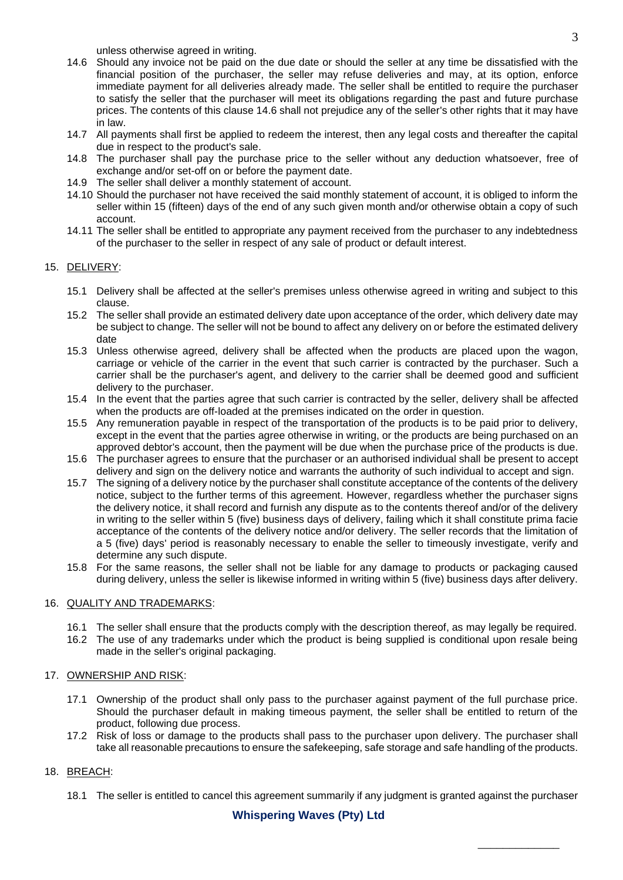unless otherwise agreed in writing.

14.6 Should any invoice not be paid on the due date or should the seller at any time be dissatisfied with the financial position of the purchaser, the seller may refuse deliveries and may, at its option, enforce immediate payment for all deliveries already made. The seller shall be entitled to require the purchaser to satisfy the seller that the purchaser will meet its obligations regarding the past and future purchase prices. The contents of this clause 14.6 shall not prejudice any of the seller's other rights that it may have in law.

14.7 All payments shall first be applied to redeem the interest, then any legal costs and thereafter the capital due in respect to the product's sale.

14.8 The purchaser shall pay the purchase price to the seller without any deduction whatsoever, free of exchange and/or set-off on or before the payment date.

14.9 The seller shall deliver a monthly statement of account.

14.10 Should the purchaser not have received the said monthly statement of account, it is obliged to inform the seller within 15 (fifteen) days of the end of any such given month and/or otherwise obtain a copy of such account.

14.11 The seller shall be entitled to appropriate any payment received from the purchaser to any indebtedness of the purchaser to the seller in respect of any sale of product or default interest.

15. DELIVERY:

15.1 Delivery shall be affected at the seller's premises unless otherwise agreed in writing and subject to this clause.

15.2 The seller shall provide an estimated delivery date upon acceptance of the order, which delivery date may be subject to change. The seller will not be bound to affect any delivery on or before the estimated delivery date

15.3 Unless otherwise agreed, delivery shall be affected when the products are placed upon the wagon, carriage or vehicle of the carrier in the event that such carrier is contracted by the purchaser. Such a carrier shall be the purchaser's agent, and delivery to the carrier shall be deemed good and sufficient delivery to the purchaser.

15.4 In the event that the parties agree that such carrier is contracted by the seller, delivery shall be affected when the products are off-loaded at the premises indicated on the order in question.

15.5 Any remuneration payable in respect of the transportation of the products is to be paid prior to delivery, except in the event that the parties agree otherwise in writing, or the products are being purchased on an approved debtor's account, then the payment will be due when the purchase price of the products is due.

15.6 The purchaser agrees to ensure that the purchaser or an authorised individual shall be present to accept delivery and sign on the delivery notice and warrants the authority of such individual to accept and sign.

15.7 The signing of a delivery notice by the purchaser shall constitute acceptance of the contents of the delivery notice, subject to the further terms of this agreement. However, regardless whether the purchaser signs the delivery notice, it shall record and furnish any dispute as to the contents thereof and/or of the delivery in writing to the seller within 5 (five) business days of delivery, failing which it shall constitute prima facie acceptance of the contents of the delivery notice and/or delivery. The seller records that the limitation of a 5 (five) days' period is reasonably necessary to enable the seller to timeously investigate, verify and determine any such dispute.

15.8 For the same reasons, the seller shall not be liable for any damage to products or packaging caused during delivery, unless the seller is likewise informed in writing within 5 (five) business days after delivery.

16. QUALITY AND TRADEMARKS:

16.1 The seller shall ensure that the products comply with the description thereof, as may legally be required.

16.2 The use of any trademarks under which the product is being supplied is conditional upon resale being made in the seller's original packaging.

17. OWNERSHIP AND RISK:

17.1 Ownership of the product shall only pass to the purchaser against payment of the full purchase price. Should the purchaser default in making timeous payment, the seller shall be entitled to return of the product, following due process.

17.2 Risk of loss or damage to the products shall pass to the purchaser upon delivery. The purchaser shall take all reasonable precautions to ensure the safekeeping, safe storage and safe handling of the products.

18. BREACH:

18.1 The seller is entitled to cancel this agreement summarily if any judgment is granted against the purchaser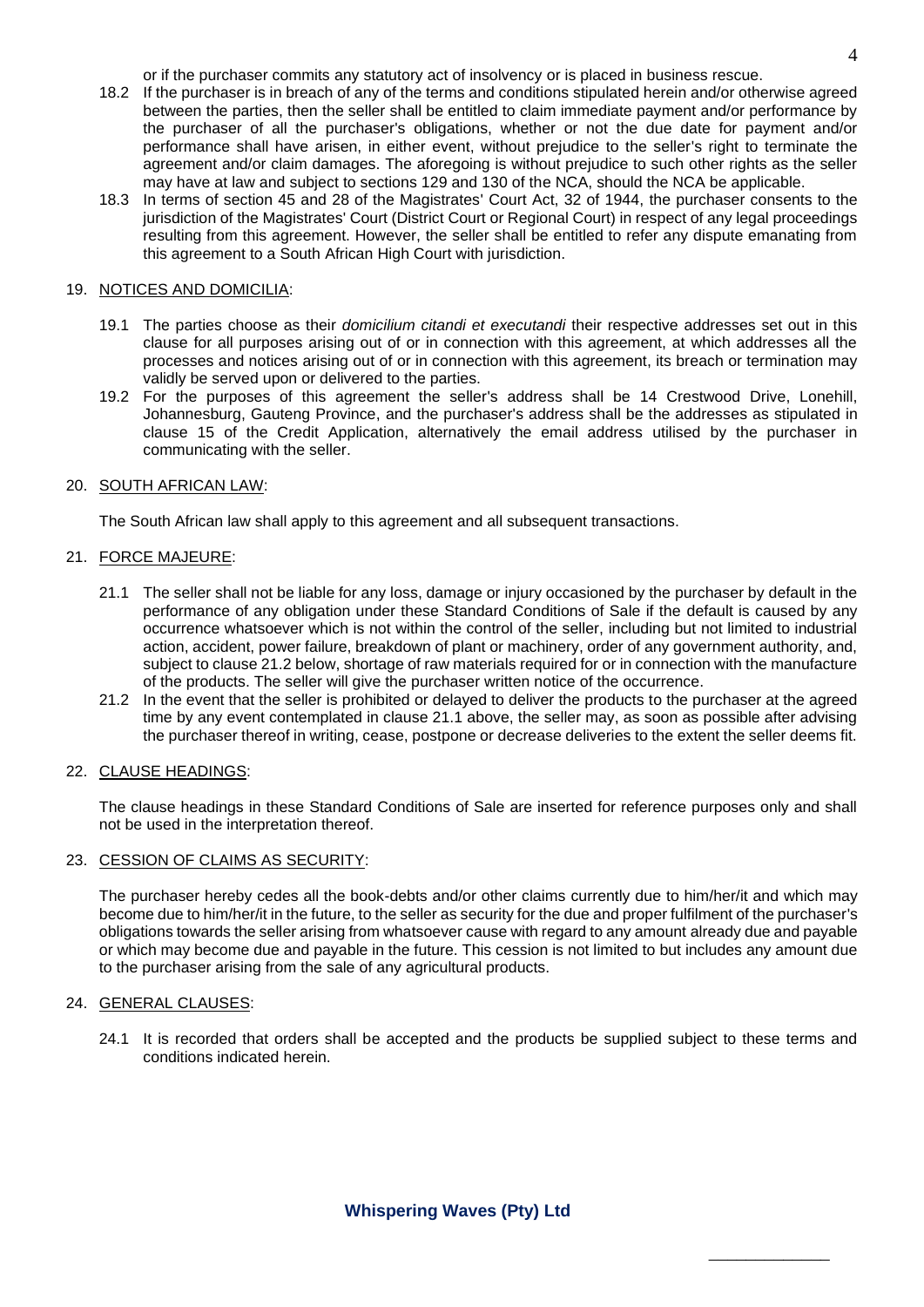or if the purchaser commits any statutory act of insolvency or is placed in business rescue.

18.2 If the purchaser is in breach of any of the terms and conditions stipulated herein and/or otherwise agreed between the parties, then the seller shall be entitled to claim immediate payment and/or performance by the purchaser of all the purchaser's obligations, whether or not the due date for payment and/or performance shall have arisen, in either event, without prejudice to the seller's right to terminate the agreement and/or claim damages. The aforegoing is without prejudice to such other rights as the seller may have at law and subject to sections 129 and 130 of the NCA, should the NCA be applicable.

18.3 In terms of section 45 and 28 of the Magistrates' Court Act, 32 of 1944, the purchaser consents to the jurisdiction of the Magistrates' Court (District Court or Regional Court) in respect of any legal proceedings resulting from this agreement. However, the seller shall be entitled to refer any dispute emanating from this agreement to a South African High Court with jurisdiction.

19. NOTICES AND DOMICILIA:

19.1 The parties choose as their *domicilium citandi et executandi* their respective addresses set out in this clause for all purposes arising out of or in connection with this agreement, at which addresses all the processes and notices arising out of or in connection with this agreement, its breach or termination may validly be served upon or delivered to the parties.

19.2 For the purposes of this agreement the seller's address shall be 14 Crestwood Drive, Lonehill, Johannesburg, Gauteng Province, and the purchaser's address shall be the addresses as stipulated in clause 15 of the Credit Application, alternatively the email address utilised by the purchaser in communicating with the seller.

20. SOUTH AFRICAN LAW:

The South African law shall apply to this agreement and all subsequent transactions.

21. FORCE MAJEURE:

21.1 The seller shall not be liable for any loss, damage or injury occasioned by the purchaser by default in the performance of any obligation under these Standard Conditions of Sale if the default is caused by any occurrence whatsoever which is not within the control of the seller, including but not limited to industrial action, accident, power failure, breakdown of plant or machinery, order of any government authority, and, subject to clause 21.2 below, shortage of raw materials required for or in connection with the manufacture of the products. The seller will give the purchaser written notice of the occurrence.

21.2 In the event that the seller is prohibited or delayed to deliver the products to the purchaser at the agreed time by any event contemplated in clause 21.1 above, the seller may, as soon as possible after advising the purchaser thereof in writing, cease, postpone or decrease deliveries to the extent the seller deems fit.

22. CLAUSE HEADINGS:

The clause headings in these Standard Conditions of Sale are inserted for reference purposes only and shall not be used in the interpretation thereof.

23. CESSION OF CLAIMS AS SECURITY:

The purchaser hereby cedes all the book-debts and/or other claims currently due to him/her/it and which may become due to him/her/it in the future, to the seller as security for the due and proper fulfilment of the purchaser's obligations towards the seller arising from whatsoever cause with regard to any amount already due and payable or which may become due and payable in the future. This cession is not limited to but includes any amount due to the purchaser arising from the sale of any agricultural products.

24. GENERAL CLAUSES:

24.1 It is recorded that orders shall be accepted and the products be supplied subject to these terms and conditions indicated herein.

**Whispering Waves (Pty) Ltd**

_______________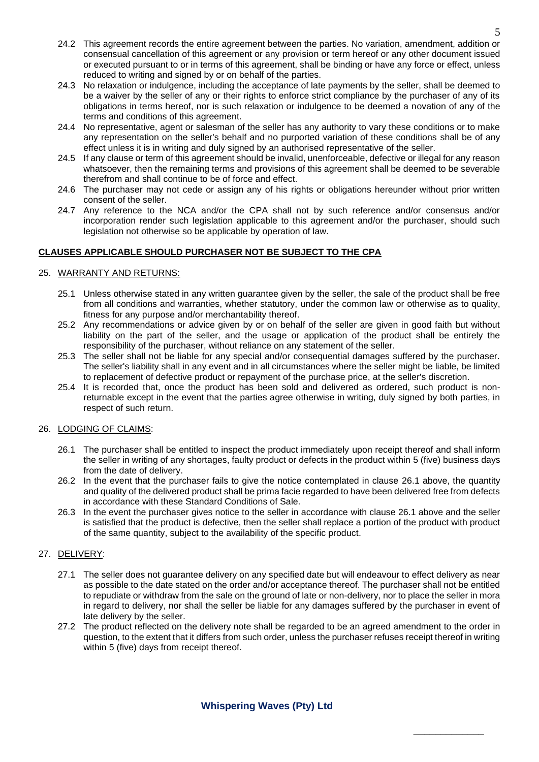24.2 This agreement records the entire agreement between the parties. No variation, amendment, addition or consensual cancellation of this agreement or any provision or term hereof or any other document issued or executed pursuant to or in terms of this agreement, shall be binding or have any force or effect, unless reduced to writing and signed by or on behalf of the parties.

24.3 No relaxation or indulgence, including the acceptance of late payments by the seller, shall be deemed to be a waiver by the seller of any or their rights to enforce strict compliance by the purchaser of any of its obligations in terms hereof, nor is such relaxation or indulgence to be deemed a novation of any of the terms and conditions of this agreement.

24.4 No representative, agent or salesman of the seller has any authority to vary these conditions or to make any representation on the seller's behalf and no purported variation of these conditions shall be of any effect unless it is in writing and duly signed by an authorised representative of the seller.

24.5 If any clause or term of this agreement should be invalid, unenforceable, defective or illegal for any reason whatsoever, then the remaining terms and provisions of this agreement shall be deemed to be severable therefrom and shall continue to be of force and effect.

24.6 The purchaser may not cede or assign any of his rights or obligations hereunder without prior written consent of the seller.

24.7 Any reference to the NCA and/or the CPA shall not by such reference and/or consensus and/or incorporation render such legislation applicable to this agreement and/or the purchaser, should such legislation not otherwise so be applicable by operation of law.

**CLAUSES APPLICABLE SHOULD PURCHASER NOT BE SUBJECT TO THE CPA**

25. WARRANTY AND RETURNS:

25.1 Unless otherwise stated in any written guarantee given by the seller, the sale of the product shall be free from all conditions and warranties, whether statutory, under the common law or otherwise as to quality, fitness for any purpose and/or merchantability thereof.

25.2 Any recommendations or advice given by or on behalf of the seller are given in good faith but without liability on the part of the seller, and the usage or application of the product shall be entirely the responsibility of the purchaser, without reliance on any statement of the seller.

25.3 The seller shall not be liable for any special and/or consequential damages suffered by the purchaser. The seller's liability shall in any event and in all circumstances where the seller might be liable, be limited to replacement of defective product or repayment of the purchase price, at the seller's discretion.

25.4 It is recorded that, once the product has been sold and delivered as ordered, such product is non-returnable except in the event that the parties agree otherwise in writing, duly signed by both parties, in respect of such return.

26. LODGING OF CLAIMS:

26.1 The purchaser shall be entitled to inspect the product immediately upon receipt thereof and shall inform the seller in writing of any shortages, faulty product or defects in the product within 5 (five) business days from the date of delivery.

26.2 In the event that the purchaser fails to give the notice contemplated in clause 26.1 above, the quantity and quality of the delivered product shall be prima facie regarded to have been delivered free from defects in accordance with these Standard Conditions of Sale.

26.3 In the event the purchaser gives notice to the seller in accordance with clause 26.1 above and the seller is satisfied that the product is defective, then the seller shall replace a portion of the product with product of the same quantity, subject to the availability of the specific product.

27. DELIVERY:

27.1 The seller does not guarantee delivery on any specified date but will endeavour to effect delivery as near as possible to the date stated on the order and/or acceptance thereof. The purchaser shall not be entitled to repudiate or withdraw from the sale on the ground of late or non-delivery, nor to place the seller in mora in regard to delivery, nor shall the seller be liable for any damages suffered by the purchaser in event of late delivery by the seller.

27.2 The product reflected on the delivery note shall be regarded to be an agreed amendment to the order in question, to the extent that it differs from such order, unless the purchaser refuses receipt thereof in writing within 5 (five) days from receipt thereof.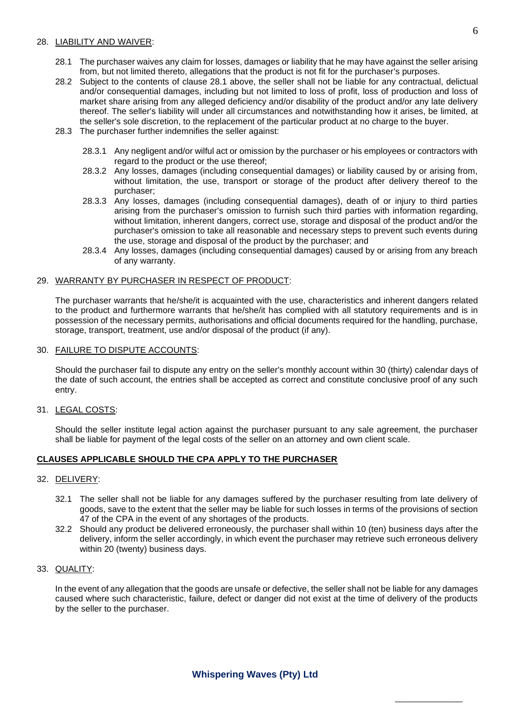28. <u>LIABILITY AND WAIVER</u>:

    28.1 The purchaser waives any claim for losses, damages or liability that he may have against the seller arising from, but not limited thereto, allegations that the product is not fit for the purchaser's purposes.

    28.2 Subject to the contents of clause 28.1 above, the seller shall not be liable for any contractual, delictual and/or consequential damages, including but not limited to loss of profit, loss of production and loss of market share arising from any alleged deficiency and/or disability of the product and/or any late delivery thereof. The seller's liability will under all circumstances and notwithstanding how it arises, be limited, at the seller's sole discretion, to the replacement of the particular product at no charge to the buyer.

    28.3 The purchaser further indemnifies the seller against:

    28.3.1 Any negligent and/or wilful act or omission by the purchaser or his employees or contractors with regard to the product or the use thereof;

    28.3.2 Any losses, damages (including consequential damages) or liability caused by or arising from, without limitation, the use, transport or storage of the product after delivery thereof to the purchaser;

    28.3.3 Any losses, damages (including consequential damages), death of or injury to third parties arising from the purchaser's omission to furnish such third parties with information regarding, without limitation, inherent dangers, correct use, storage and disposal of the product and/or the purchaser's omission to take all reasonable and necessary steps to prevent such events during the use, storage and disposal of the product by the purchaser; and

    28.3.4 Any losses, damages (including consequential damages) caused by or arising from any breach of any warranty.

29. <u>WARRANTY BY PURCHASER IN RESPECT OF PRODUCT</u>:

    The purchaser warrants that he/she/it is acquainted with the use, characteristics and inherent dangers related to the product and furthermore warrants that he/she/it has complied with all statutory requirements and is in possession of the necessary permits, authorisations and official documents required for the handling, purchase, storage, transport, treatment, use and/or disposal of the product (if any).

30. <u>FAILURE TO DISPUTE ACCOUNTS</u>:

    Should the purchaser fail to dispute any entry on the seller's monthly account within 30 (thirty) calendar days of the date of such account, the entries shall be accepted as correct and constitute conclusive proof of any such entry.

31. <u>LEGAL COSTS</u>:

    Should the seller institute legal action against the purchaser pursuant to any sale agreement, the purchaser shall be liable for payment of the legal costs of the seller on an attorney and own client scale.

**<u>CLAUSES APPLICABLE SHOULD THE CPA APPLY TO THE PURCHASER</u>**

32. <u>DELIVERY</u>:

    32.1 The seller shall not be liable for any damages suffered by the purchaser resulting from late delivery of goods, save to the extent that the seller may be liable for such losses in terms of the provisions of section 47 of the CPA in the event of any shortages of the products.

    32.2 Should any product be delivered erroneously, the purchaser shall within 10 (ten) business days after the delivery, inform the seller accordingly, in which event the purchaser may retrieve such erroneous delivery within 20 (twenty) business days.

33. <u>QUALITY</u>:

    In the event of any allegation that the goods are unsafe or defective, the seller shall not be liable for any damages caused where such characteristic, failure, defect or danger did not exist at the time of delivery of the products by the seller to the purchaser.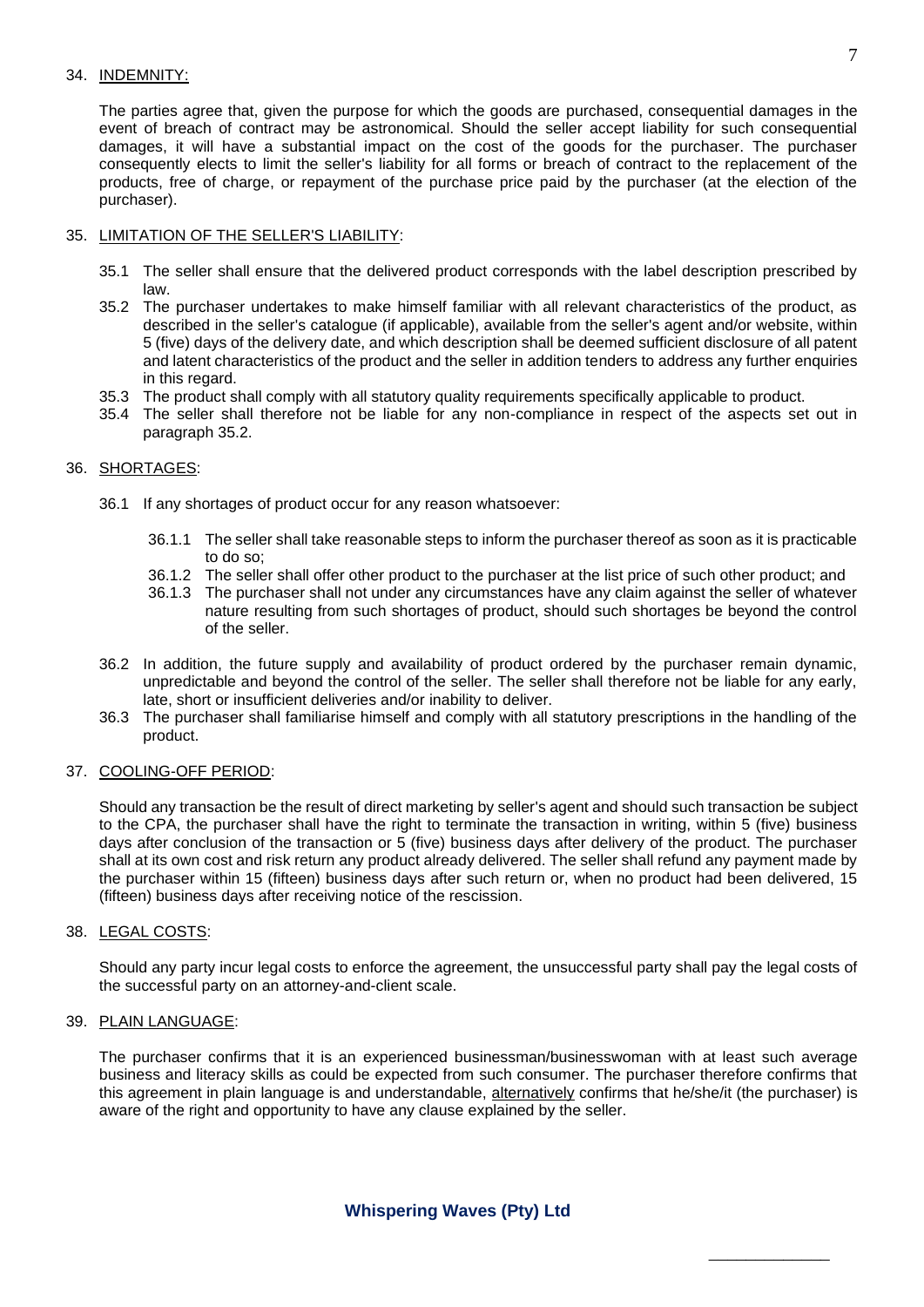34. INDEMNITY:

The parties agree that, given the purpose for which the goods are purchased, consequential damages in the event of breach of contract may be astronomical. Should the seller accept liability for such consequential damages, it will have a substantial impact on the cost of the goods for the purchaser. The purchaser consequently elects to limit the seller's liability for all forms or breach of contract to the replacement of the products, free of charge, or repayment of the purchase price paid by the purchaser (at the election of the purchaser).

35. LIMITATION OF THE SELLER'S LIABILITY:

35.1 The seller shall ensure that the delivered product corresponds with the label description prescribed by law.

35.2 The purchaser undertakes to make himself familiar with all relevant characteristics of the product, as described in the seller's catalogue (if applicable), available from the seller's agent and/or website, within 5 (five) days of the delivery date, and which description shall be deemed sufficient disclosure of all patent and latent characteristics of the product and the seller in addition tenders to address any further enquiries in this regard.

35.3 The product shall comply with all statutory quality requirements specifically applicable to product.

35.4 The seller shall therefore not be liable for any non-compliance in respect of the aspects set out in paragraph 35.2.

36. SHORTAGES:

36.1 If any shortages of product occur for any reason whatsoever:

36.1.1 The seller shall take reasonable steps to inform the purchaser thereof as soon as it is practicable to do so;

36.1.2 The seller shall offer other product to the purchaser at the list price of such other product; and

36.1.3 The purchaser shall not under any circumstances have any claim against the seller of whatever nature resulting from such shortages of product, should such shortages be beyond the control of the seller.

36.2 In addition, the future supply and availability of product ordered by the purchaser remain dynamic, unpredictable and beyond the control of the seller. The seller shall therefore not be liable for any early, late, short or insufficient deliveries and/or inability to deliver.

36.3 The purchaser shall familiarise himself and comply with all statutory prescriptions in the handling of the product.

37. COOLING-OFF PERIOD:

Should any transaction be the result of direct marketing by seller's agent and should such transaction be subject to the CPA, the purchaser shall have the right to terminate the transaction in writing, within 5 (five) business days after conclusion of the transaction or 5 (five) business days after delivery of the product. The purchaser shall at its own cost and risk return any product already delivered. The seller shall refund any payment made by the purchaser within 15 (fifteen) business days after such return or, when no product had been delivered, 15 (fifteen) business days after receiving notice of the rescission.

38. LEGAL COSTS:

Should any party incur legal costs to enforce the agreement, the unsuccessful party shall pay the legal costs of the successful party on an attorney-and-client scale.

39. PLAIN LANGUAGE:

The purchaser confirms that it is an experienced businessman/businesswoman with at least such average business and literacy skills as could be expected from such consumer. The purchaser therefore confirms that this agreement in plain language is and understandable, alternatively confirms that he/she/it (the purchaser) is aware of the right and opportunity to have any clause explained by the seller.

**Whispering Waves (Pty) Ltd**

_______________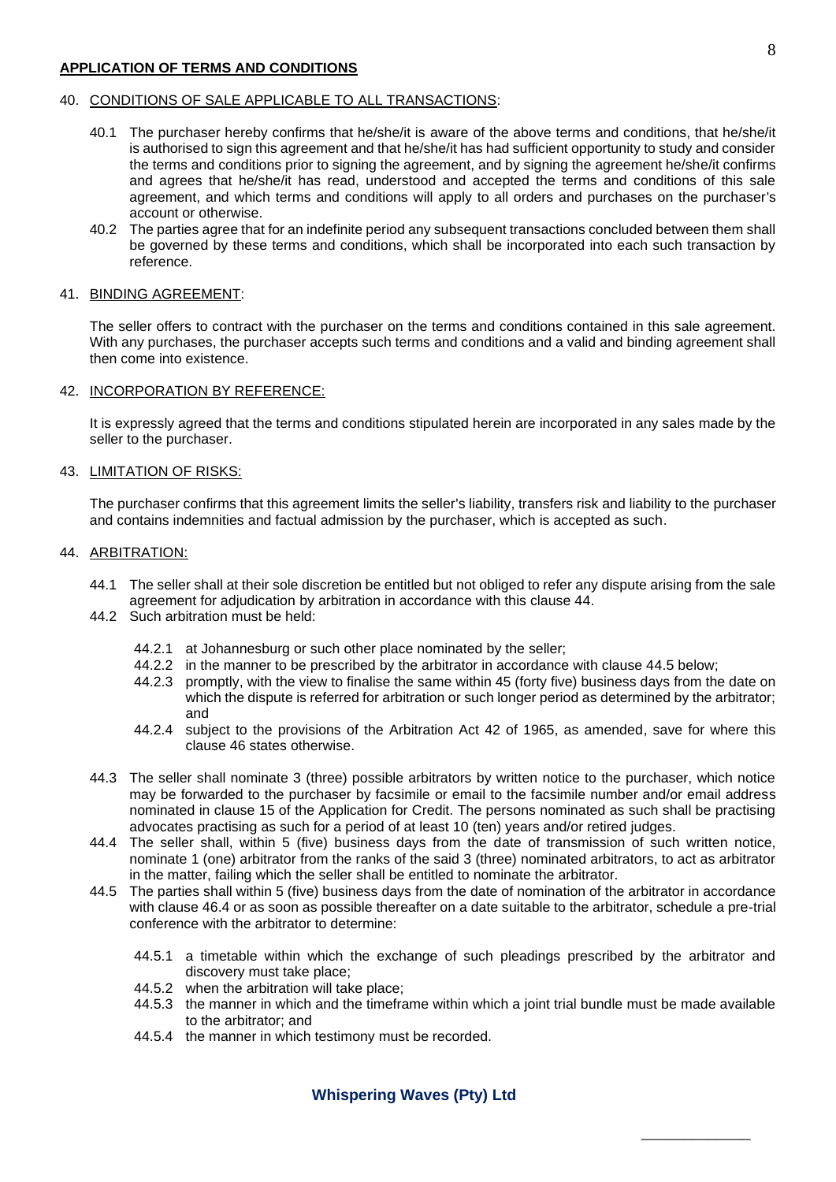## APPLICATION OF TERMS AND CONDITIONS

40. CONDITIONS OF SALE APPLICABLE TO ALL TRANSACTIONS:

    40.1 The purchaser hereby confirms that he/she/it is aware of the above terms and conditions, that he/she/it is authorised to sign this agreement and that he/she/it has had sufficient opportunity to study and consider the terms and conditions prior to signing the agreement, and by signing the agreement he/she/it confirms and agrees that he/she/it has read, understood and accepted the terms and conditions of this sale agreement, and which terms and conditions will apply to all orders and purchases on the purchaser's account or otherwise.

    40.2 The parties agree that for an indefinite period any subsequent transactions concluded between them shall be governed by these terms and conditions, which shall be incorporated into each such transaction by reference.

41. BINDING AGREEMENT:

    The seller offers to contract with the purchaser on the terms and conditions contained in this sale agreement. With any purchases, the purchaser accepts such terms and conditions and a valid and binding agreement shall then come into existence.

42. INCORPORATION BY REFERENCE:

    It is expressly agreed that the terms and conditions stipulated herein are incorporated in any sales made by the seller to the purchaser.

43. LIMITATION OF RISKS:

    The purchaser confirms that this agreement limits the seller's liability, transfers risk and liability to the purchaser and contains indemnities and factual admission by the purchaser, which is accepted as such.

44. ARBITRATION:

    44.1 The seller shall at their sole discretion be entitled but not obliged to refer any dispute arising from the sale agreement for adjudication by arbitration in accordance with this clause 44.

    44.2 Such arbitration must be held:

        44.2.1 at Johannesburg or such other place nominated by the seller;

        44.2.2 in the manner to be prescribed by the arbitrator in accordance with clause 44.5 below;

        44.2.3 promptly, with the view to finalise the same within 45 (forty five) business days from the date on which the dispute is referred for arbitration or such longer period as determined by the arbitrator; and

        44.2.4 subject to the provisions of the Arbitration Act 42 of 1965, as amended, save for where this clause 46 states otherwise.

    44.3 The seller shall nominate 3 (three) possible arbitrators by written notice to the purchaser, which notice may be forwarded to the purchaser by facsimile or email to the facsimile number and/or email address nominated in clause 15 of the Application for Credit. The persons nominated as such shall be practising advocates practising as such for a period of at least 10 (ten) years and/or retired judges.

    44.4 The seller shall, within 5 (five) business days from the date of transmission of such written notice, nominate 1 (one) arbitrator from the ranks of the said 3 (three) nominated arbitrators, to act as arbitrator in the matter, failing which the seller shall be entitled to nominate the arbitrator.

    44.5 The parties shall within 5 (five) business days from the date of nomination of the arbitrator in accordance with clause 46.4 or as soon as possible thereafter on a date suitable to the arbitrator, schedule a pre-trial conference with the arbitrator to determine:

        44.5.1 a timetable within which the exchange of such pleadings prescribed by the arbitrator and discovery must take place;

        44.5.2 when the arbitration will take place;

        44.5.3 the manner in which and the timeframe within which a joint trial bundle must be made available to the arbitrator; and

        44.5.4 the manner in which testimony must be recorded.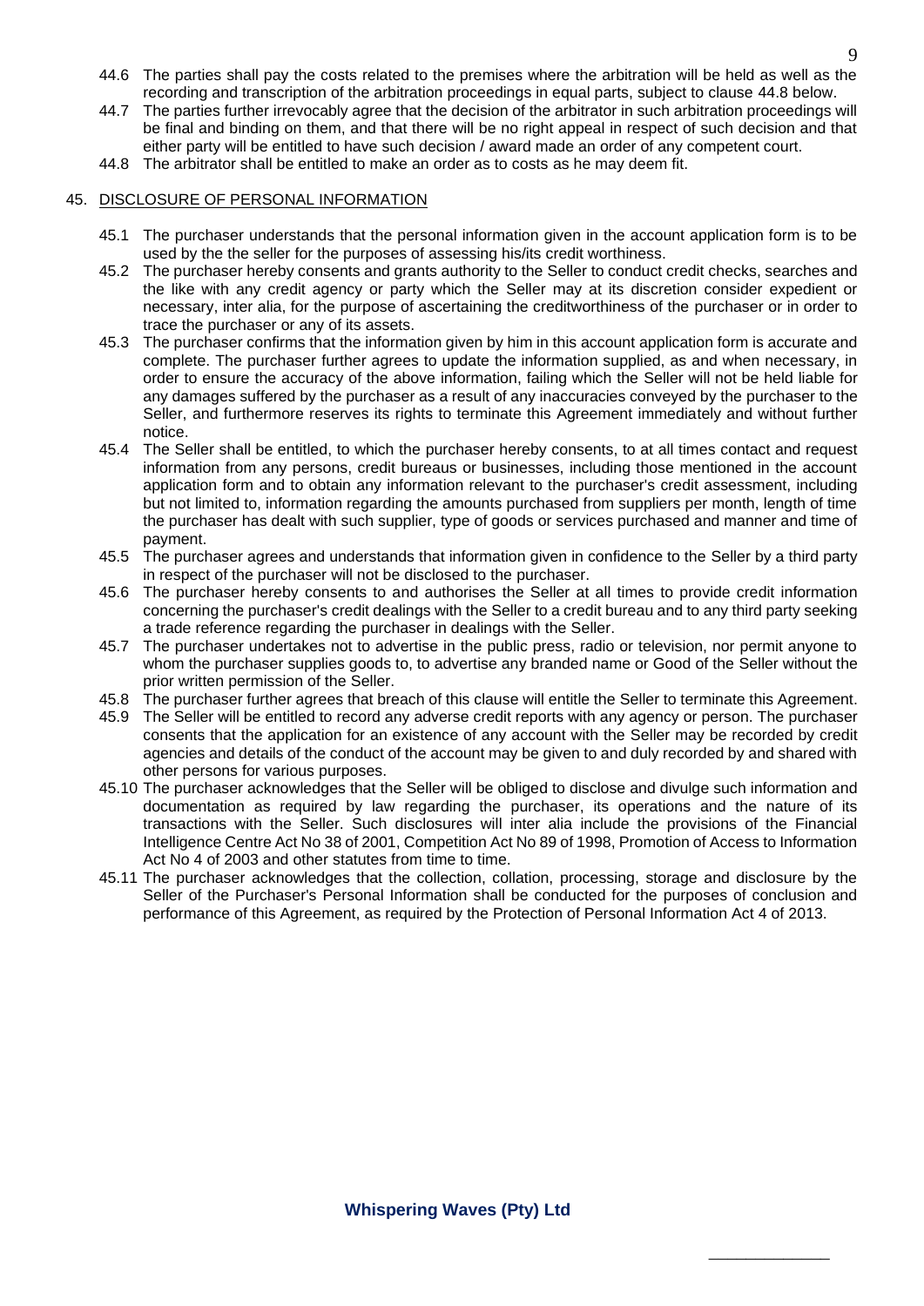44.6 The parties shall pay the costs related to the premises where the arbitration will be held as well as the recording and transcription of the arbitration proceedings in equal parts, subject to clause 44.8 below.

44.7 The parties further irrevocably agree that the decision of the arbitrator in such arbitration proceedings will be final and binding on them, and that there will be no right appeal in respect of such decision and that either party will be entitled to have such decision / award made an order of any competent court.

44.8 The arbitrator shall be entitled to make an order as to costs as he may deem fit.

45. DISCLOSURE OF PERSONAL INFORMATION

45.1 The purchaser understands that the personal information given in the account application form is to be used by the the seller for the purposes of assessing his/its credit worthiness.

45.2 The purchaser hereby consents and grants authority to the Seller to conduct credit checks, searches and the like with any credit agency or party which the Seller may at its discretion consider expedient or necessary, inter alia, for the purpose of ascertaining the creditworthiness of the purchaser or in order to trace the purchaser or any of its assets.

45.3 The purchaser confirms that the information given by him in this account application form is accurate and complete. The purchaser further agrees to update the information supplied, as and when necessary, in order to ensure the accuracy of the above information, failing which the Seller will not be held liable for any damages suffered by the purchaser as a result of any inaccuracies conveyed by the purchaser to the Seller, and furthermore reserves its rights to terminate this Agreement immediately and without further notice.

45.4 The Seller shall be entitled, to which the purchaser hereby consents, to at all times contact and request information from any persons, credit bureaus or businesses, including those mentioned in the account application form and to obtain any information relevant to the purchaser's credit assessment, including but not limited to, information regarding the amounts purchased from suppliers per month, length of time the purchaser has dealt with such supplier, type of goods or services purchased and manner and time of payment.

45.5 The purchaser agrees and understands that information given in confidence to the Seller by a third party in respect of the purchaser will not be disclosed to the purchaser.

45.6 The purchaser hereby consents to and authorises the Seller at all times to provide credit information concerning the purchaser's credit dealings with the Seller to a credit bureau and to any third party seeking a trade reference regarding the purchaser in dealings with the Seller.

45.7 The purchaser undertakes not to advertise in the public press, radio or television, nor permit anyone to whom the purchaser supplies goods to, to advertise any branded name or Good of the Seller without the prior written permission of the Seller.

45.8 The purchaser further agrees that breach of this clause will entitle the Seller to terminate this Agreement.

45.9 The Seller will be entitled to record any adverse credit reports with any agency or person. The purchaser consents that the application for an existence of any account with the Seller may be recorded by credit agencies and details of the conduct of the account may be given to and duly recorded by and shared with other persons for various purposes.

45.10 The purchaser acknowledges that the Seller will be obliged to disclose and divulge such information and documentation as required by law regarding the purchaser, its operations and the nature of its transactions with the Seller. Such disclosures will inter alia include the provisions of the Financial Intelligence Centre Act No 38 of 2001, Competition Act No 89 of 1998, Promotion of Access to Information Act No 4 of 2003 and other statutes from time to time.

45.11 The purchaser acknowledges that the collection, collation, processing, storage and disclosure by the Seller of the Purchaser's Personal Information shall be conducted for the purposes of conclusion and performance of this Agreement, as required by the Protection of Personal Information Act 4 of 2013.

**Whispering Waves (Pty) Ltd**

______________